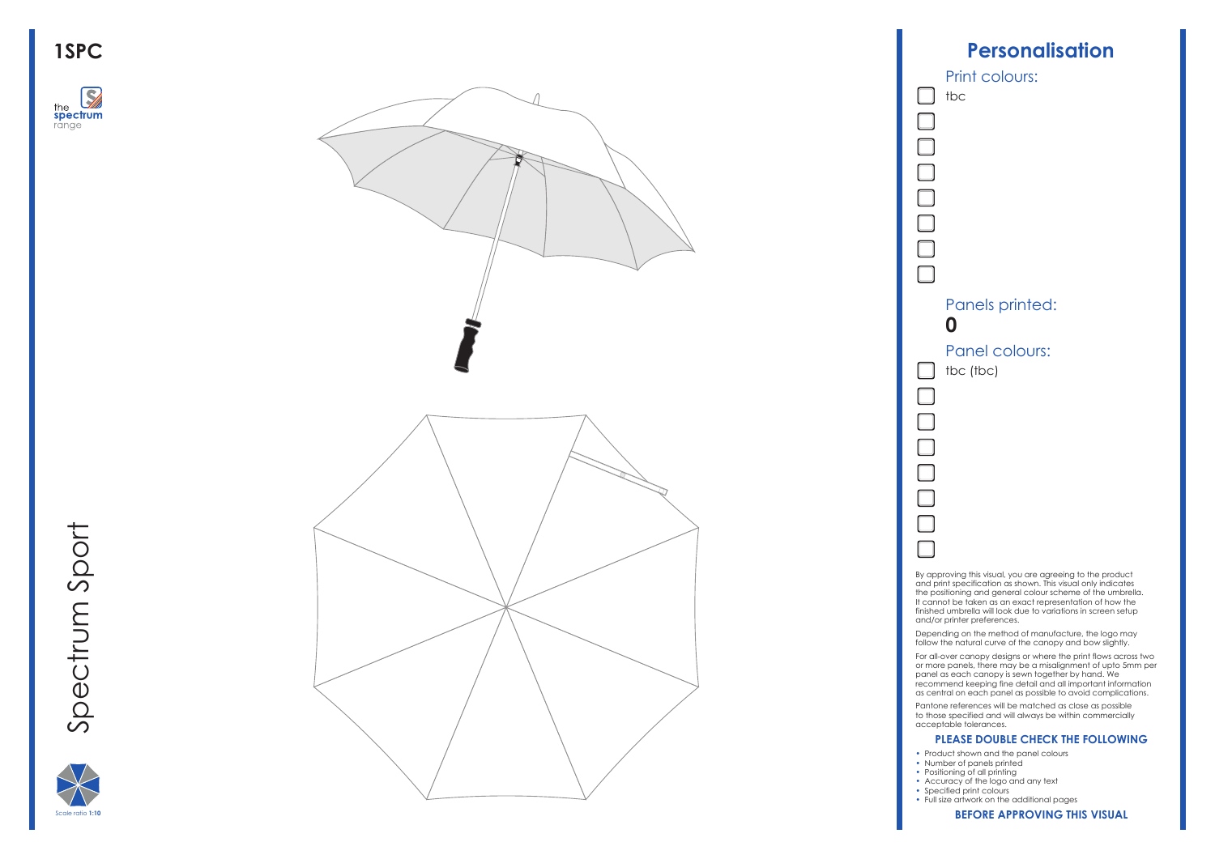# 1SPC

the **spectrum** range

Spectrum Sport

Scale ratio **1:10**

## Personalisation

### Print colours:

- [ ] tbc
- [ ]
- [ ]
- [ ]
- [ ]
- [ ]
- [ ]
- [ ]

### Panels printed:

**0**

### Panel colours:

- [ ] tbc (tbc)
- [ ]
- [ ]
- [ ]
- [ ]
- [ ]
- [ ]
- [ ]

By approving this visual, you are agreeing to the product and print specification as shown. This visual only indicates the positioning and general colour scheme of the umbrella. It cannot be taken as an exact representation of how the finished umbrella will look due to variations in screen setup and/or printer preferences.

Depending on the method of manufacture, the logo may follow the natural curve of the canopy and bow slightly.

For all-over canopy designs or where the print flows across two or more panels, there may be a misalignment of upto 5mm per panel as each canopy is sewn together by hand. We recommend keeping fine detail and all important information as central on each panel as possible to avoid complications.

Pantone references will be matched as close as possible to those specified and will always be within commercially acceptable tolerances.

**PLEASE DOUBLE CHECK THE FOLLOWING**

- Product shown and the panel colours
- Number of panels printed
- Positioning of all printing
- Accuracy of the logo and any text
- Specified print colours
- Full size artwork on the additional pages

**BEFORE APPROVING THIS VISUAL**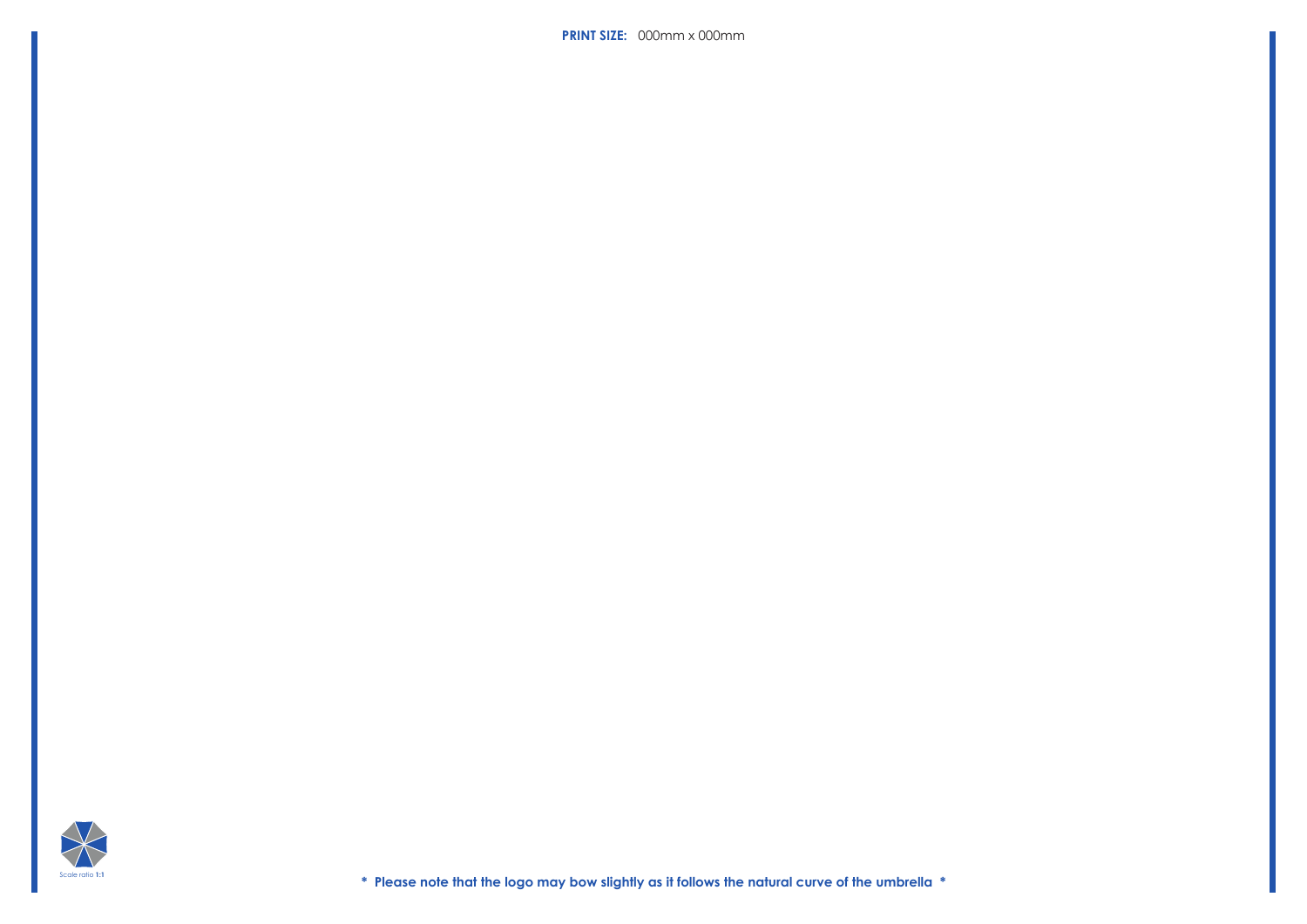**PRINT SIZE:** 000mm x 000mm

Scale ratio **1:1**

**\* Please note that the logo may bow slightly as it follows the natural curve of the umbrella \***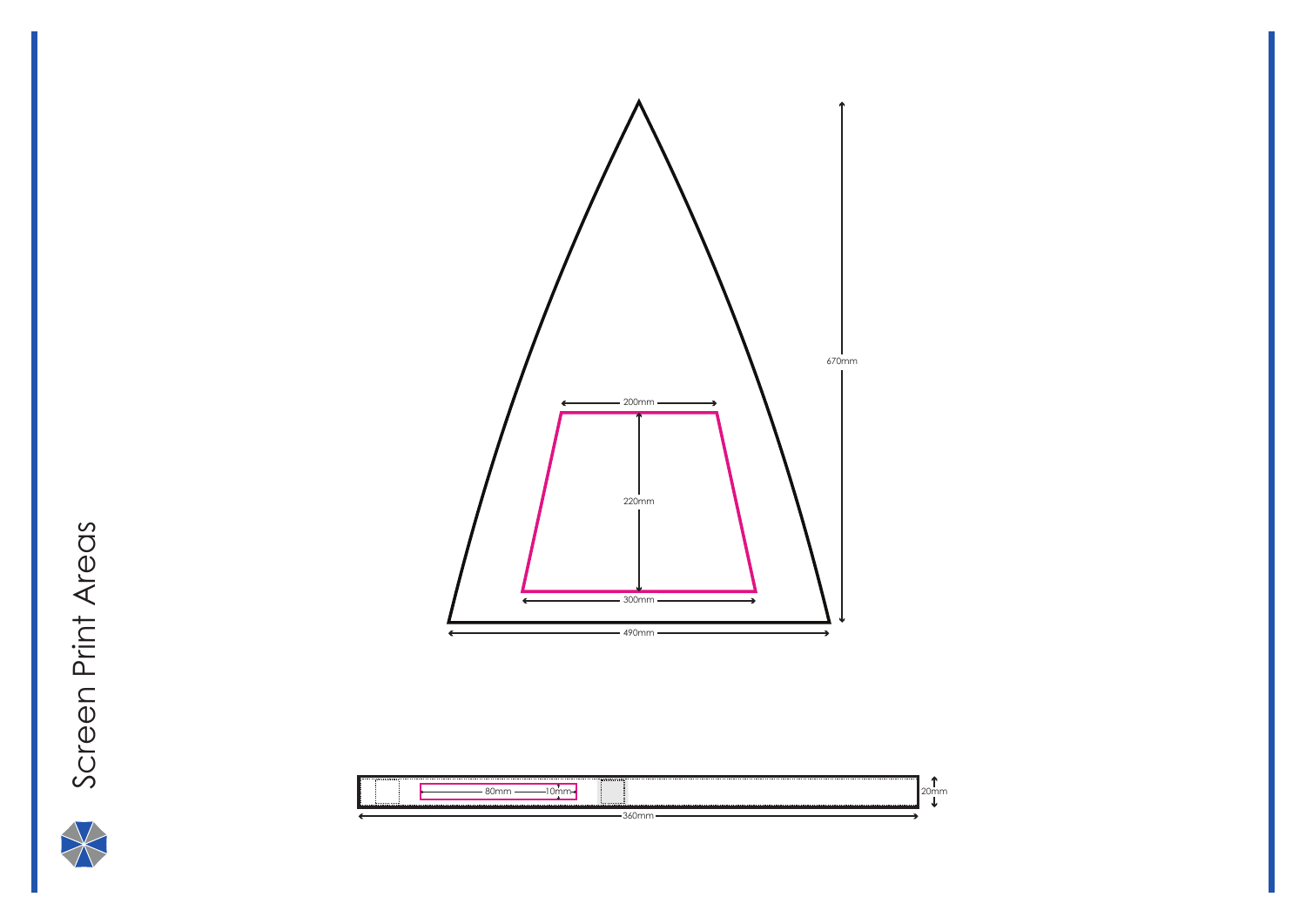# Screen Print Areas

200mm

220mm

300mm

490mm

670mm

80mm

10mm

360mm

20mm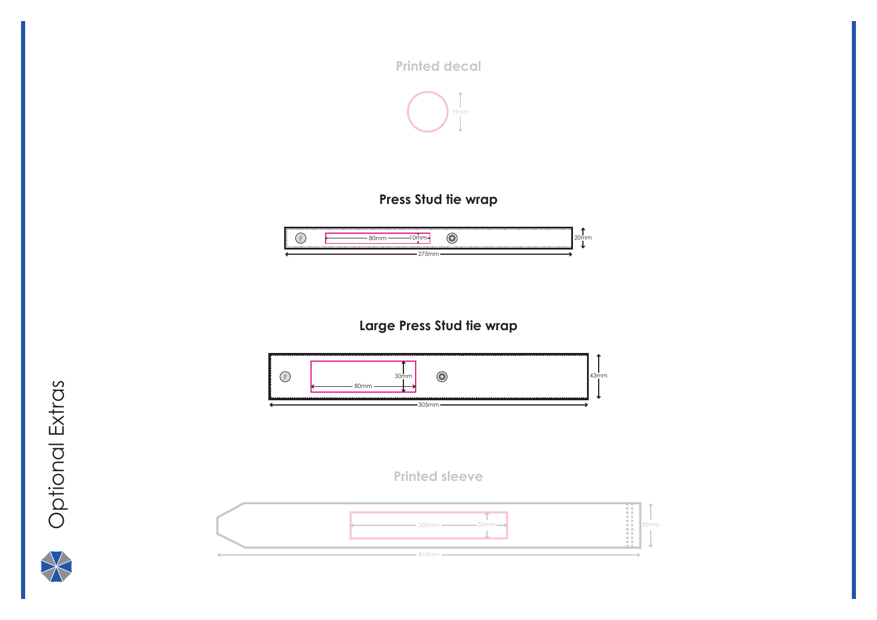Optional Extras

## Printed decal

19mm

## Press Stud tie wrap

80mm

10mm

20mm

275mm

## Large Press Stud tie wrap

30mm

80mm

43mm

305mm

## Printed sleeve

300mm

50mm

85mm

810mm